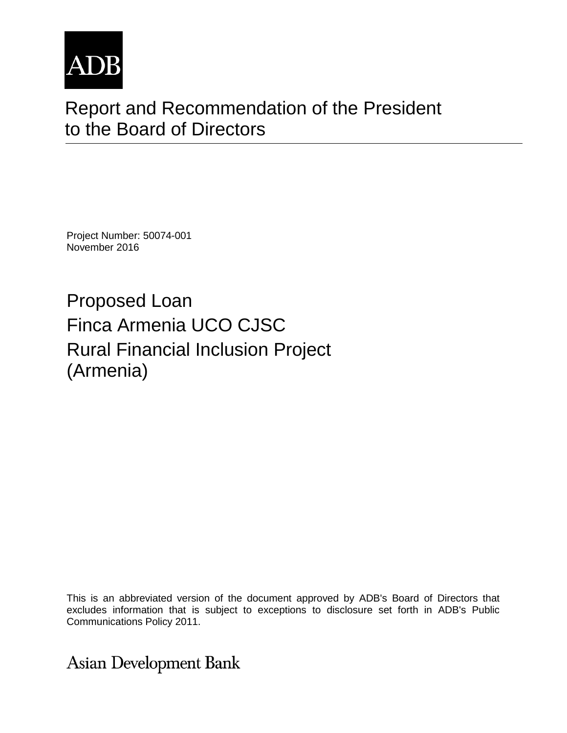ADB

# Report and Recommendation of the President to the Board of Directors

Project Number: 50074-001
November 2016

## Proposed Loan
## Finca Armenia UCO CJSC
## Rural Financial Inclusion Project (Armenia)

This is an abbreviated version of the document approved by ADB's Board of Directors that excludes information that is subject to exceptions to disclosure set forth in ADB's Public Communications Policy 2011.

Asian Development Bank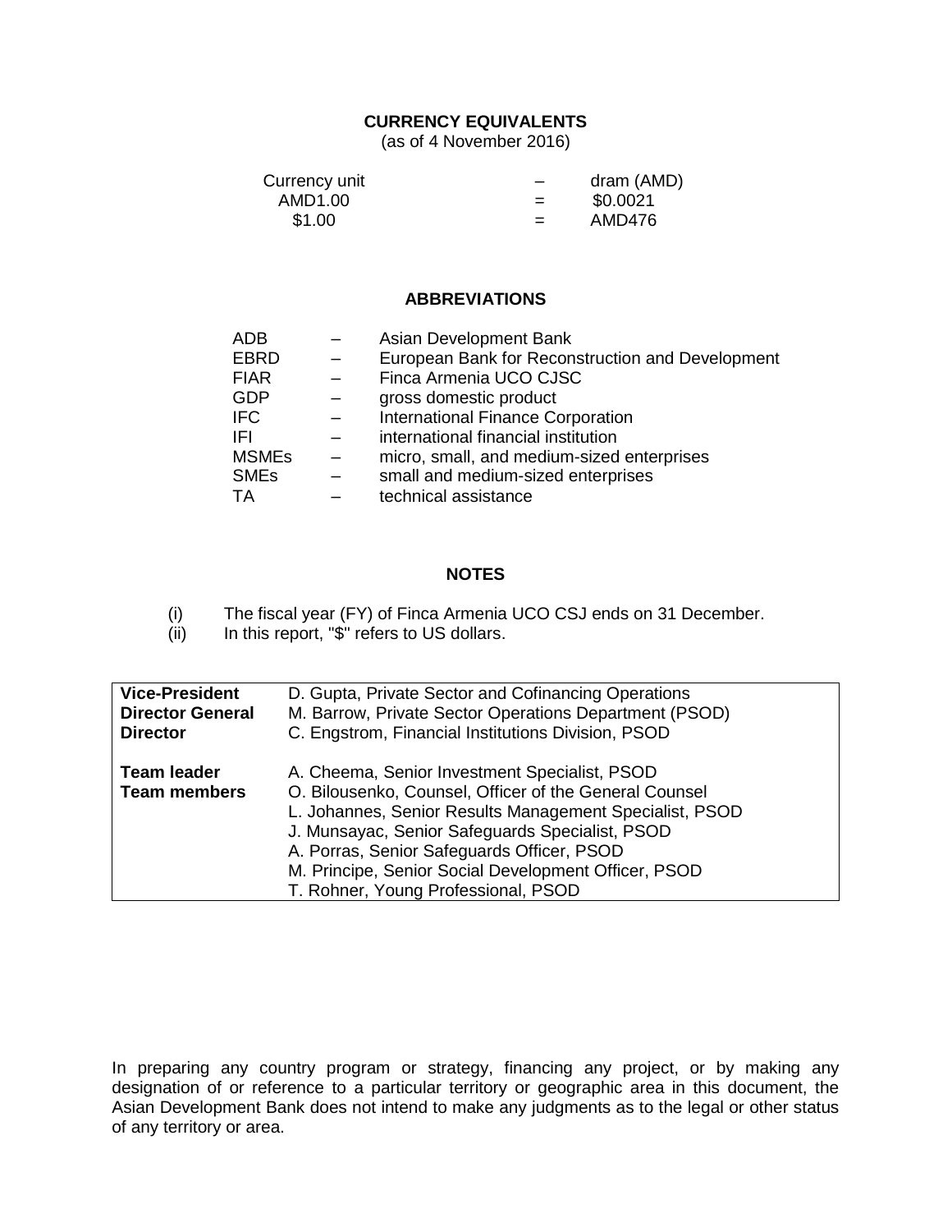## CURRENCY EQUIVALENTS

(as of 4 November 2016)

| | | |
|---|---|---|
| Currency unit | – | dram (AMD) |
| AMD1.00 | = | $0.0021 |
| $1.00 | = | AMD476 |

## ABBREVIATIONS

| | | |
|---|---|---|
| ADB | – | Asian Development Bank |
| EBRD | – | European Bank for Reconstruction and Development |
| FIAR | – | Finca Armenia UCO CJSC |
| GDP | – | gross domestic product |
| IFC | – | International Finance Corporation |
| IFI | – | international financial institution |
| MSMEs | – | micro, small, and medium-sized enterprises |
| SMEs | – | small and medium-sized enterprises |
| TA | – | technical assistance |

## NOTES

(i) The fiscal year (FY) of Finca Armenia UCO CSJ ends on 31 December.
(ii) In this report, "$" refers to US dollars.

| | |
|---|---|
| **Vice-President** | D. Gupta, Private Sector and Cofinancing Operations |
| **Director General** | M. Barrow, Private Sector Operations Department (PSOD) |
| **Director** | C. Engstrom, Financial Institutions Division, PSOD |
| **Team leader** | A. Cheema, Senior Investment Specialist, PSOD |
| **Team members** | O. Bilousenko, Counsel, Officer of the General Counsel |
| | L. Johannes, Senior Results Management Specialist, PSOD |
| | J. Munsayac, Senior Safeguards Specialist, PSOD |
| | A. Porras, Senior Safeguards Officer, PSOD |
| | M. Principe, Senior Social Development Officer, PSOD |
| | T. Rohner, Young Professional, PSOD |

In preparing any country program or strategy, financing any project, or by making any designation of or reference to a particular territory or geographic area in this document, the Asian Development Bank does not intend to make any judgments as to the legal or other status of any territory or area.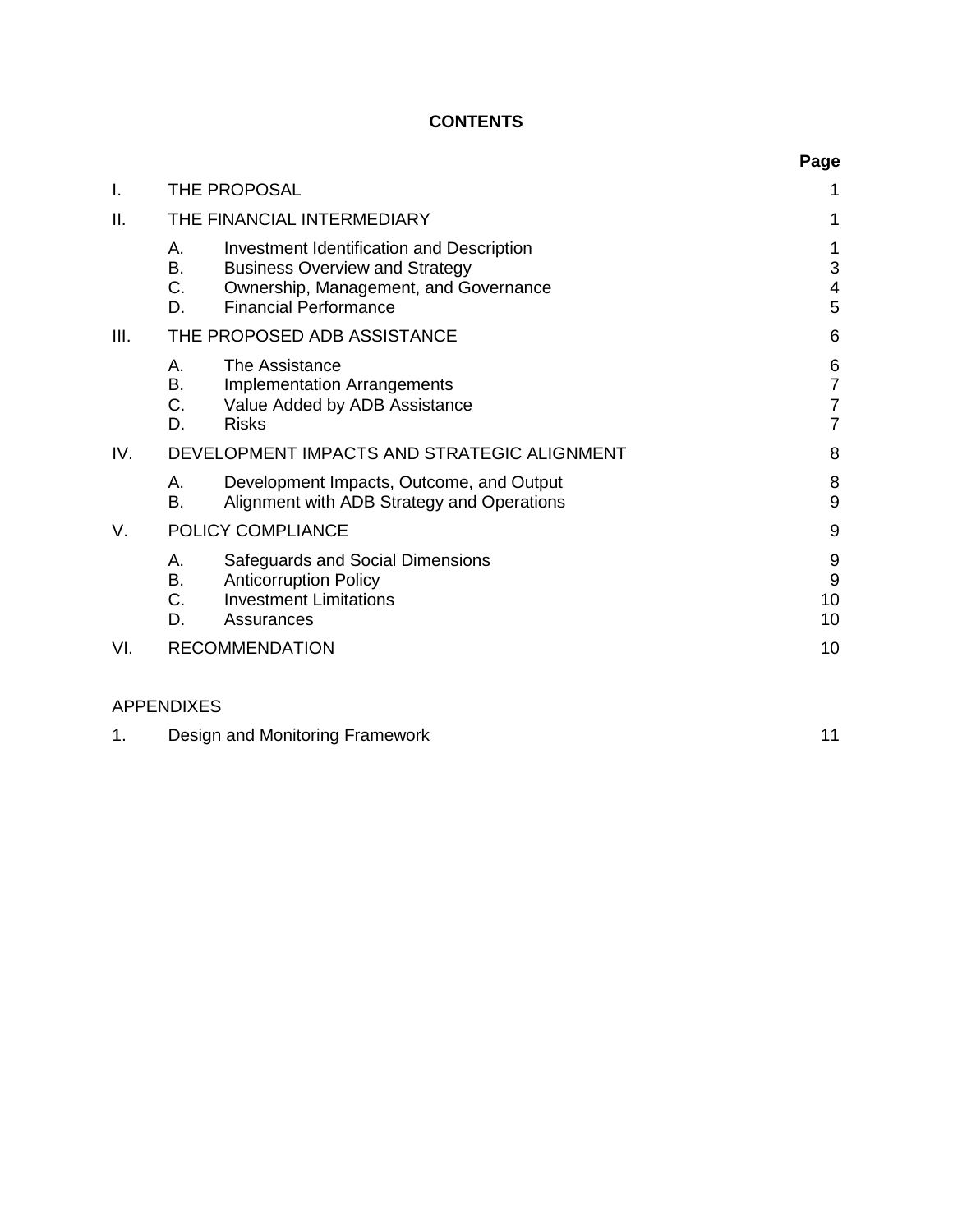## CONTENTS

| | | Page |
|---|---|---|
| I. | THE PROPOSAL | 1 |
| II. | THE FINANCIAL INTERMEDIARY | 1 |
| | A. Investment Identification and Description | 1 |
| | B. Business Overview and Strategy | 3 |
| | C. Ownership, Management, and Governance | 4 |
| | D. Financial Performance | 5 |
| III. | THE PROPOSED ADB ASSISTANCE | 6 |
| | A. The Assistance | 6 |
| | B. Implementation Arrangements | 7 |
| | C. Value Added by ADB Assistance | 7 |
| | D. Risks | 7 |
| IV. | DEVELOPMENT IMPACTS AND STRATEGIC ALIGNMENT | 8 |
| | A. Development Impacts, Outcome, and Output | 8 |
| | B. Alignment with ADB Strategy and Operations | 9 |
| V. | POLICY COMPLIANCE | 9 |
| | A. Safeguards and Social Dimensions | 9 |
| | B. Anticorruption Policy | 9 |
| | C. Investment Limitations | 10 |
| | D. Assurances | 10 |
| VI. | RECOMMENDATION | 10 |

APPENDIXES

| | | |
|---|---|---|
| 1. | Design and Monitoring Framework | 11 |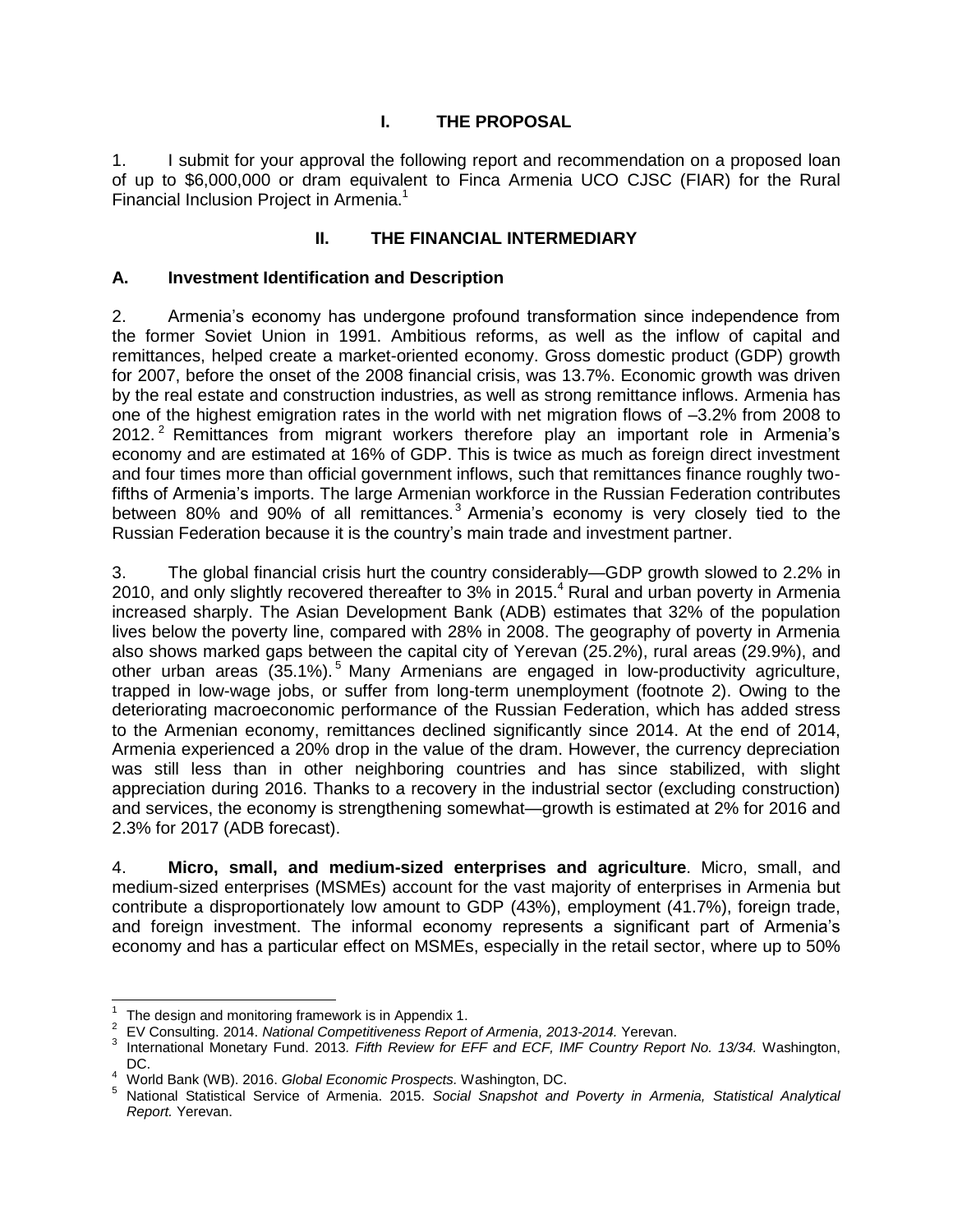# I. THE PROPOSAL

1. I submit for your approval the following report and recommendation on a proposed loan of up to $6,000,000 or dram equivalent to Finca Armenia UCO CJSC (FIAR) for the Rural Financial Inclusion Project in Armenia.[1]

# II. THE FINANCIAL INTERMEDIARY

## A. Investment Identification and Description

2. Armenia's economy has undergone profound transformation since independence from the former Soviet Union in 1991. Ambitious reforms, as well as the inflow of capital and remittances, helped create a market-oriented economy. Gross domestic product (GDP) growth for 2007, before the onset of the 2008 financial crisis, was 13.7%. Economic growth was driven by the real estate and construction industries, as well as strong remittance inflows. Armenia has one of the highest emigration rates in the world with net migration flows of –3.2% from 2008 to 2012.[2] Remittances from migrant workers therefore play an important role in Armenia's economy and are estimated at 16% of GDP. This is twice as much as foreign direct investment and four times more than official government inflows, such that remittances finance roughly two-fifths of Armenia's imports. The large Armenian workforce in the Russian Federation contributes between 80% and 90% of all remittances.[3] Armenia's economy is very closely tied to the Russian Federation because it is the country's main trade and investment partner.

3. The global financial crisis hurt the country considerably—GDP growth slowed to 2.2% in 2010, and only slightly recovered thereafter to 3% in 2015.[4] Rural and urban poverty in Armenia increased sharply. The Asian Development Bank (ADB) estimates that 32% of the population lives below the poverty line, compared with 28% in 2008. The geography of poverty in Armenia also shows marked gaps between the capital city of Yerevan (25.2%), rural areas (29.9%), and other urban areas (35.1%).[5] Many Armenians are engaged in low-productivity agriculture, trapped in low-wage jobs, or suffer from long-term unemployment (footnote 2). Owing to the deteriorating macroeconomic performance of the Russian Federation, which has added stress to the Armenian economy, remittances declined significantly since 2014. At the end of 2014, Armenia experienced a 20% drop in the value of the dram. However, the currency depreciation was still less than in other neighboring countries and has since stabilized, with slight appreciation during 2016. Thanks to a recovery in the industrial sector (excluding construction) and services, the economy is strengthening somewhat—growth is estimated at 2% for 2016 and 2.3% for 2017 (ADB forecast).

4. **Micro, small, and medium-sized enterprises and agriculture**. Micro, small, and medium-sized enterprises (MSMEs) account for the vast majority of enterprises in Armenia but contribute a disproportionately low amount to GDP (43%), employment (41.7%), foreign trade, and foreign investment. The informal economy represents a significant part of Armenia's economy and has a particular effect on MSMEs, especially in the retail sector, where up to 50%

---

[1] The design and monitoring framework is in Appendix 1.

[2] EV Consulting. 2014. *National Competitiveness Report of Armenia, 2013-2014.* Yerevan.

[3] International Monetary Fund. 2013. *Fifth Review for EFF and ECF, IMF Country Report No. 13/34.* Washington, DC.

[4] World Bank (WB). 2016. *Global Economic Prospects.* Washington, DC.

[5] National Statistical Service of Armenia. 2015. *Social Snapshot and Poverty in Armenia, Statistical Analytical Report.* Yerevan.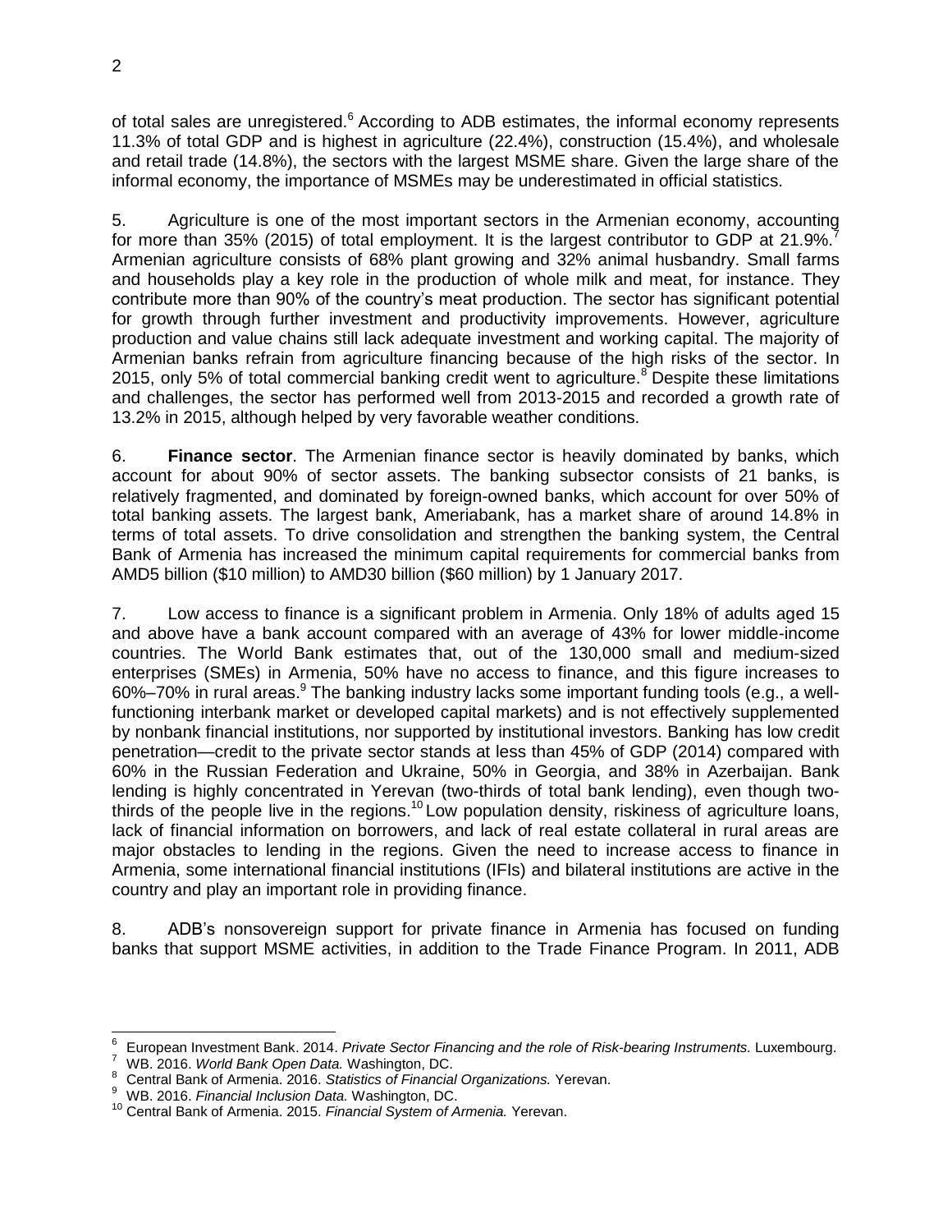of total sales are unregistered.[6] According to ADB estimates, the informal economy represents 11.3% of total GDP and is highest in agriculture (22.4%), construction (15.4%), and wholesale and retail trade (14.8%), the sectors with the largest MSME share. Given the large share of the informal economy, the importance of MSMEs may be underestimated in official statistics.

5. Agriculture is one of the most important sectors in the Armenian economy, accounting for more than 35% (2015) of total employment. It is the largest contributor to GDP at 21.9%.[7] Armenian agriculture consists of 68% plant growing and 32% animal husbandry. Small farms and households play a key role in the production of whole milk and meat, for instance. They contribute more than 90% of the country's meat production. The sector has significant potential for growth through further investment and productivity improvements. However, agriculture production and value chains still lack adequate investment and working capital. The majority of Armenian banks refrain from agriculture financing because of the high risks of the sector. In 2015, only 5% of total commercial banking credit went to agriculture.[8] Despite these limitations and challenges, the sector has performed well from 2013-2015 and recorded a growth rate of 13.2% in 2015, although helped by very favorable weather conditions.

6. **Finance sector**. The Armenian finance sector is heavily dominated by banks, which account for about 90% of sector assets. The banking subsector consists of 21 banks, is relatively fragmented, and dominated by foreign-owned banks, which account for over 50% of total banking assets. The largest bank, Ameriabank, has a market share of around 14.8% in terms of total assets. To drive consolidation and strengthen the banking system, the Central Bank of Armenia has increased the minimum capital requirements for commercial banks from AMD5 billion ($10 million) to AMD30 billion ($60 million) by 1 January 2017.

7. Low access to finance is a significant problem in Armenia. Only 18% of adults aged 15 and above have a bank account compared with an average of 43% for lower middle-income countries. The World Bank estimates that, out of the 130,000 small and medium-sized enterprises (SMEs) in Armenia, 50% have no access to finance, and this figure increases to 60%–70% in rural areas.[9] The banking industry lacks some important funding tools (e.g., a well-functioning interbank market or developed capital markets) and is not effectively supplemented by nonbank financial institutions, nor supported by institutional investors. Banking has low credit penetration—credit to the private sector stands at less than 45% of GDP (2014) compared with 60% in the Russian Federation and Ukraine, 50% in Georgia, and 38% in Azerbaijan. Bank lending is highly concentrated in Yerevan (two-thirds of total bank lending), even though two-thirds of the people live in the regions.[10] Low population density, riskiness of agriculture loans, lack of financial information on borrowers, and lack of real estate collateral in rural areas are major obstacles to lending in the regions. Given the need to increase access to finance in Armenia, some international financial institutions (IFIs) and bilateral institutions are active in the country and play an important role in providing finance.

8. ADB's nonsovereign support for private finance in Armenia has focused on funding banks that support MSME activities, in addition to the Trade Finance Program. In 2011, ADB

---

[6] European Investment Bank. 2014. *Private Sector Financing and the role of Risk-bearing Instruments.* Luxembourg.

[7] WB. 2016. *World Bank Open Data.* Washington, DC.

[8] Central Bank of Armenia. 2016. *Statistics of Financial Organizations.* Yerevan.

[9] WB. 2016. *Financial Inclusion Data.* Washington, DC.

[10] Central Bank of Armenia. 2015. *Financial System of Armenia.* Yerevan.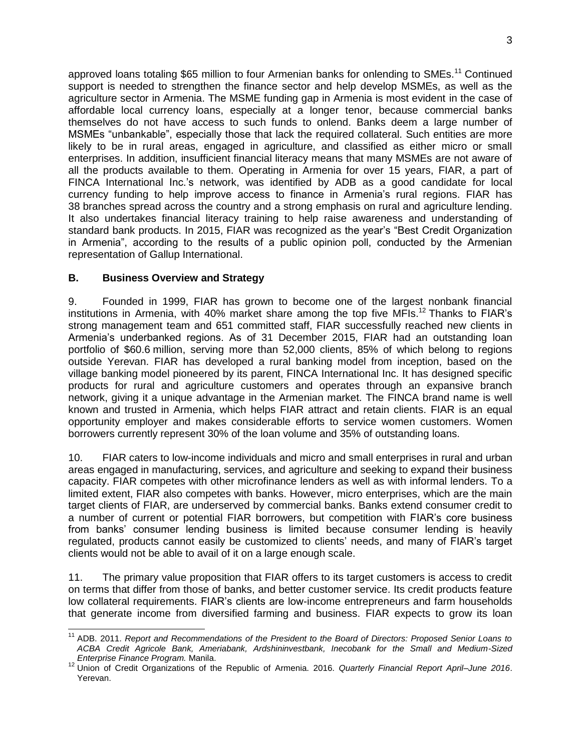approved loans totaling $65 million to four Armenian banks for onlending to SMEs.[11] Continued support is needed to strengthen the finance sector and help develop MSMEs, as well as the agriculture sector in Armenia. The MSME funding gap in Armenia is most evident in the case of affordable local currency loans, especially at a longer tenor, because commercial banks themselves do not have access to such funds to onlend. Banks deem a large number of MSMEs "unbankable", especially those that lack the required collateral. Such entities are more likely to be in rural areas, engaged in agriculture, and classified as either micro or small enterprises. In addition, insufficient financial literacy means that many MSMEs are not aware of all the products available to them. Operating in Armenia for over 15 years, FIAR, a part of FINCA International Inc.'s network, was identified by ADB as a good candidate for local currency funding to help improve access to finance in Armenia's rural regions. FIAR has 38 branches spread across the country and a strong emphasis on rural and agriculture lending. It also undertakes financial literacy training to help raise awareness and understanding of standard bank products. In 2015, FIAR was recognized as the year's "Best Credit Organization in Armenia", according to the results of a public opinion poll, conducted by the Armenian representation of Gallup International.

## B. Business Overview and Strategy

9. Founded in 1999, FIAR has grown to become one of the largest nonbank financial institutions in Armenia, with 40% market share among the top five MFIs.[12] Thanks to FIAR's strong management team and 651 committed staff, FIAR successfully reached new clients in Armenia's underbanked regions. As of 31 December 2015, FIAR had an outstanding loan portfolio of $60.6 million, serving more than 52,000 clients, 85% of which belong to regions outside Yerevan. FIAR has developed a rural banking model from inception, based on the village banking model pioneered by its parent, FINCA International Inc. It has designed specific products for rural and agriculture customers and operates through an expansive branch network, giving it a unique advantage in the Armenian market. The FINCA brand name is well known and trusted in Armenia, which helps FIAR attract and retain clients. FIAR is an equal opportunity employer and makes considerable efforts to service women customers. Women borrowers currently represent 30% of the loan volume and 35% of outstanding loans.

10. FIAR caters to low-income individuals and micro and small enterprises in rural and urban areas engaged in manufacturing, services, and agriculture and seeking to expand their business capacity. FIAR competes with other microfinance lenders as well as with informal lenders. To a limited extent, FIAR also competes with banks. However, micro enterprises, which are the main target clients of FIAR, are underserved by commercial banks. Banks extend consumer credit to a number of current or potential FIAR borrowers, but competition with FIAR's core business from banks' consumer lending business is limited because consumer lending is heavily regulated, products cannot easily be customized to clients' needs, and many of FIAR's target clients would not be able to avail of it on a large enough scale.

11. The primary value proposition that FIAR offers to its target customers is access to credit on terms that differ from those of banks, and better customer service. Its credit products feature low collateral requirements. FIAR's clients are low-income entrepreneurs and farm households that generate income from diversified farming and business. FIAR expects to grow its loan

---

[11] ADB. 2011. *Report and Recommendations of the President to the Board of Directors: Proposed Senior Loans to ACBA Credit Agricole Bank, Ameriabank, Ardshininvestbank, Inecobank for the Small and Medium-Sized Enterprise Finance Program.* Manila.

[12] Union of Credit Organizations of the Republic of Armenia. 2016. *Quarterly Financial Report April–June 2016*. Yerevan.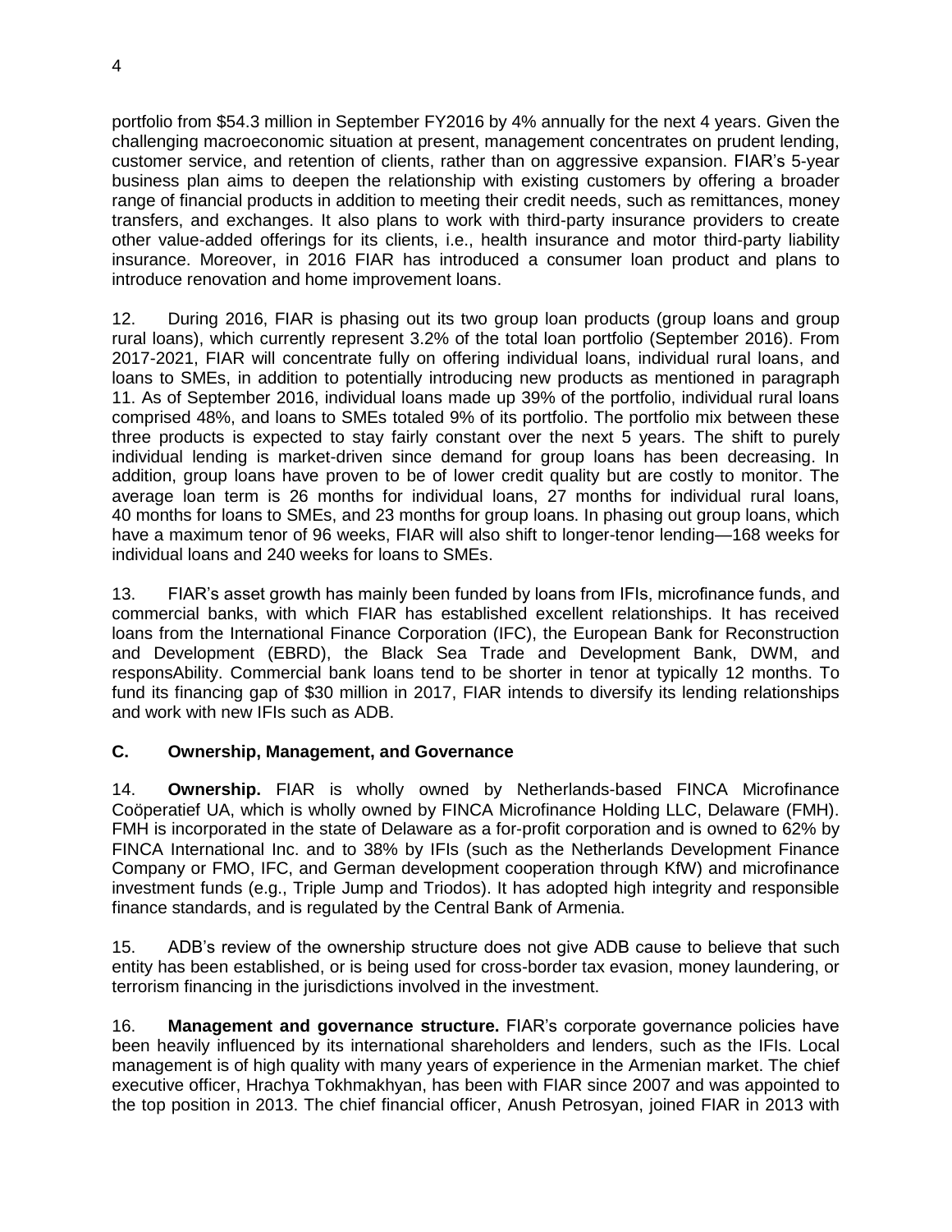portfolio from $54.3 million in September FY2016 by 4% annually for the next 4 years. Given the challenging macroeconomic situation at present, management concentrates on prudent lending, customer service, and retention of clients, rather than on aggressive expansion. FIAR's 5-year business plan aims to deepen the relationship with existing customers by offering a broader range of financial products in addition to meeting their credit needs, such as remittances, money transfers, and exchanges. It also plans to work with third-party insurance providers to create other value-added offerings for its clients, i.e., health insurance and motor third-party liability insurance. Moreover, in 2016 FIAR has introduced a consumer loan product and plans to introduce renovation and home improvement loans.

12. During 2016, FIAR is phasing out its two group loan products (group loans and group rural loans), which currently represent 3.2% of the total loan portfolio (September 2016). From 2017-2021, FIAR will concentrate fully on offering individual loans, individual rural loans, and loans to SMEs, in addition to potentially introducing new products as mentioned in paragraph 11. As of September 2016, individual loans made up 39% of the portfolio, individual rural loans comprised 48%, and loans to SMEs totaled 9% of its portfolio. The portfolio mix between these three products is expected to stay fairly constant over the next 5 years. The shift to purely individual lending is market-driven since demand for group loans has been decreasing. In addition, group loans have proven to be of lower credit quality but are costly to monitor. The average loan term is 26 months for individual loans, 27 months for individual rural loans, 40 months for loans to SMEs, and 23 months for group loans. In phasing out group loans, which have a maximum tenor of 96 weeks, FIAR will also shift to longer-tenor lending—168 weeks for individual loans and 240 weeks for loans to SMEs.

13. FIAR's asset growth has mainly been funded by loans from IFIs, microfinance funds, and commercial banks, with which FIAR has established excellent relationships. It has received loans from the International Finance Corporation (IFC), the European Bank for Reconstruction and Development (EBRD), the Black Sea Trade and Development Bank, DWM, and responsAbility. Commercial bank loans tend to be shorter in tenor at typically 12 months. To fund its financing gap of $30 million in 2017, FIAR intends to diversify its lending relationships and work with new IFIs such as ADB.

### C. Ownership, Management, and Governance

14. **Ownership.** FIAR is wholly owned by Netherlands-based FINCA Microfinance Coöperatief UA, which is wholly owned by FINCA Microfinance Holding LLC, Delaware (FMH). FMH is incorporated in the state of Delaware as a for-profit corporation and is owned to 62% by FINCA International Inc. and to 38% by IFIs (such as the Netherlands Development Finance Company or FMO, IFC, and German development cooperation through KfW) and microfinance investment funds (e.g., Triple Jump and Triodos). It has adopted high integrity and responsible finance standards, and is regulated by the Central Bank of Armenia.

15. ADB's review of the ownership structure does not give ADB cause to believe that such entity has been established, or is being used for cross-border tax evasion, money laundering, or terrorism financing in the jurisdictions involved in the investment.

16. **Management and governance structure.** FIAR's corporate governance policies have been heavily influenced by its international shareholders and lenders, such as the IFIs. Local management is of high quality with many years of experience in the Armenian market. The chief executive officer, Hrachya Tokhmakhyan, has been with FIAR since 2007 and was appointed to the top position in 2013. The chief financial officer, Anush Petrosyan, joined FIAR in 2013 with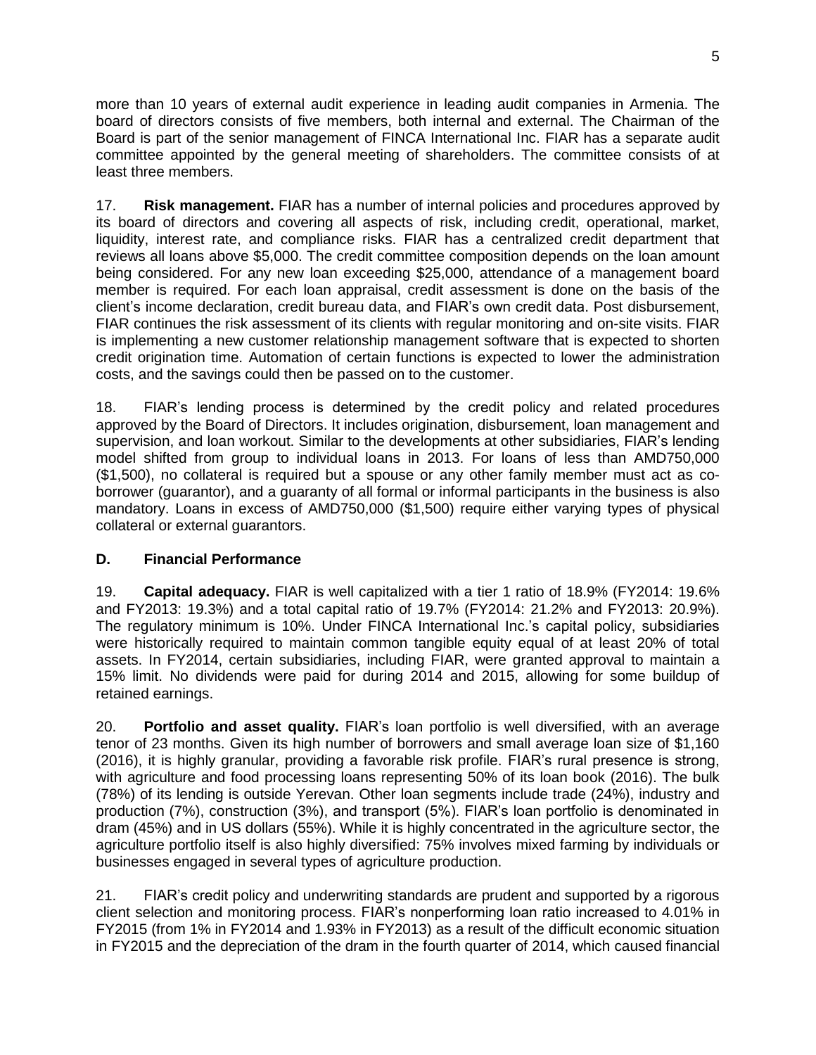more than 10 years of external audit experience in leading audit companies in Armenia. The board of directors consists of five members, both internal and external. The Chairman of the Board is part of the senior management of FINCA International Inc. FIAR has a separate audit committee appointed by the general meeting of shareholders. The committee consists of at least three members.

17. **Risk management.** FIAR has a number of internal policies and procedures approved by its board of directors and covering all aspects of risk, including credit, operational, market, liquidity, interest rate, and compliance risks. FIAR has a centralized credit department that reviews all loans above $5,000. The credit committee composition depends on the loan amount being considered. For any new loan exceeding $25,000, attendance of a management board member is required. For each loan appraisal, credit assessment is done on the basis of the client's income declaration, credit bureau data, and FIAR's own credit data. Post disbursement, FIAR continues the risk assessment of its clients with regular monitoring and on-site visits. FIAR is implementing a new customer relationship management software that is expected to shorten credit origination time. Automation of certain functions is expected to lower the administration costs, and the savings could then be passed on to the customer.

18. FIAR's lending process is determined by the credit policy and related procedures approved by the Board of Directors. It includes origination, disbursement, loan management and supervision, and loan workout. Similar to the developments at other subsidiaries, FIAR's lending model shifted from group to individual loans in 2013. For loans of less than AMD750,000 ($1,500), no collateral is required but a spouse or any other family member must act as co-borrower (guarantor), and a guaranty of all formal or informal participants in the business is also mandatory. Loans in excess of AMD750,000 ($1,500) require either varying types of physical collateral or external guarantors.

## D. Financial Performance

19. **Capital adequacy.** FIAR is well capitalized with a tier 1 ratio of 18.9% (FY2014: 19.6% and FY2013: 19.3%) and a total capital ratio of 19.7% (FY2014: 21.2% and FY2013: 20.9%). The regulatory minimum is 10%. Under FINCA International Inc.'s capital policy, subsidiaries were historically required to maintain common tangible equity equal of at least 20% of total assets. In FY2014, certain subsidiaries, including FIAR, were granted approval to maintain a 15% limit. No dividends were paid for during 2014 and 2015, allowing for some buildup of retained earnings.

20. **Portfolio and asset quality.** FIAR's loan portfolio is well diversified, with an average tenor of 23 months. Given its high number of borrowers and small average loan size of $1,160 (2016), it is highly granular, providing a favorable risk profile. FIAR's rural presence is strong, with agriculture and food processing loans representing 50% of its loan book (2016). The bulk (78%) of its lending is outside Yerevan. Other loan segments include trade (24%), industry and production (7%), construction (3%), and transport (5%). FIAR's loan portfolio is denominated in dram (45%) and in US dollars (55%). While it is highly concentrated in the agriculture sector, the agriculture portfolio itself is also highly diversified: 75% involves mixed farming by individuals or businesses engaged in several types of agriculture production.

21. FIAR's credit policy and underwriting standards are prudent and supported by a rigorous client selection and monitoring process. FIAR's nonperforming loan ratio increased to 4.01% in FY2015 (from 1% in FY2014 and 1.93% in FY2013) as a result of the difficult economic situation in FY2015 and the depreciation of the dram in the fourth quarter of 2014, which caused financial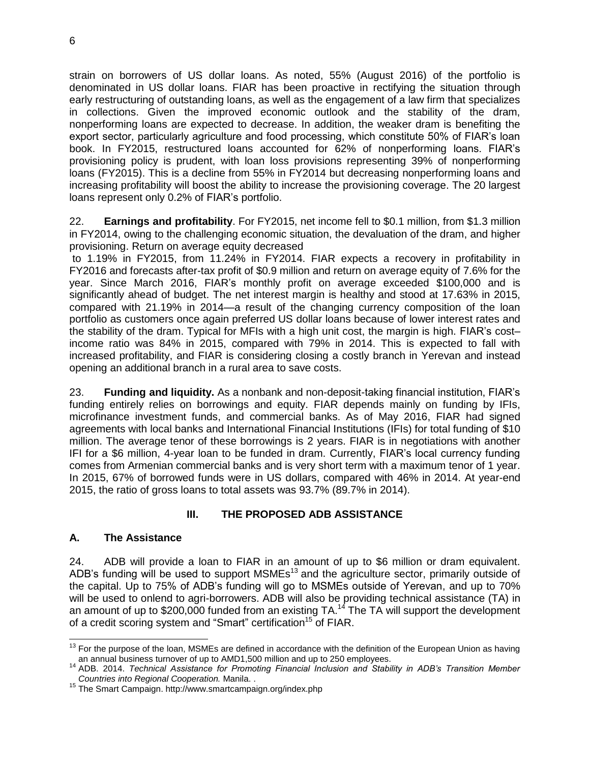strain on borrowers of US dollar loans. As noted, 55% (August 2016) of the portfolio is denominated in US dollar loans. FIAR has been proactive in rectifying the situation through early restructuring of outstanding loans, as well as the engagement of a law firm that specializes in collections. Given the improved economic outlook and the stability of the dram, nonperforming loans are expected to decrease. In addition, the weaker dram is benefiting the export sector, particularly agriculture and food processing, which constitute 50% of FIAR's loan book. In FY2015, restructured loans accounted for 62% of nonperforming loans. FIAR's provisioning policy is prudent, with loan loss provisions representing 39% of nonperforming loans (FY2015). This is a decline from 55% in FY2014 but decreasing nonperforming loans and increasing profitability will boost the ability to increase the provisioning coverage. The 20 largest loans represent only 0.2% of FIAR's portfolio.

22. **Earnings and profitability**. For FY2015, net income fell to $0.1 million, from $1.3 million in FY2014, owing to the challenging economic situation, the devaluation of the dram, and higher provisioning. Return on average equity decreased to 1.19% in FY2015, from 11.24% in FY2014. FIAR expects a recovery in profitability in FY2016 and forecasts after-tax profit of $0.9 million and return on average equity of 7.6% for the year. Since March 2016, FIAR's monthly profit on average exceeded $100,000 and is significantly ahead of budget. The net interest margin is healthy and stood at 17.63% in 2015, compared with 21.19% in 2014—a result of the changing currency composition of the loan portfolio as customers once again preferred US dollar loans because of lower interest rates and the stability of the dram. Typical for MFIs with a high unit cost, the margin is high. FIAR's cost–income ratio was 84% in 2015, compared with 79% in 2014. This is expected to fall with increased profitability, and FIAR is considering closing a costly branch in Yerevan and instead opening an additional branch in a rural area to save costs.

23. **Funding and liquidity.** As a nonbank and non-deposit-taking financial institution, FIAR's funding entirely relies on borrowings and equity. FIAR depends mainly on funding by IFIs, microfinance investment funds, and commercial banks. As of May 2016, FIAR had signed agreements with local banks and International Financial Institutions (IFIs) for total funding of $10 million. The average tenor of these borrowings is 2 years. FIAR is in negotiations with another IFI for a $6 million, 4-year loan to be funded in dram. Currently, FIAR's local currency funding comes from Armenian commercial banks and is very short term with a maximum tenor of 1 year. In 2015, 67% of borrowed funds were in US dollars, compared with 46% in 2014. At year-end 2015, the ratio of gross loans to total assets was 93.7% (89.7% in 2014).

## III. THE PROPOSED ADB ASSISTANCE

### A. The Assistance

24. ADB will provide a loan to FIAR in an amount of up to $6 million or dram equivalent. ADB's funding will be used to support MSMEs[13] and the agriculture sector, primarily outside of the capital. Up to 75% of ADB's funding will go to MSMEs outside of Yerevan, and up to 70% will be used to onlend to agri-borrowers. ADB will also be providing technical assistance (TA) in an amount of up to $200,000 funded from an existing TA.[14] The TA will support the development of a credit scoring system and "Smart" certification[15] of FIAR.

---

[13] For the purpose of the loan, MSMEs are defined in accordance with the definition of the European Union as having an annual business turnover of up to AMD1,500 million and up to 250 employees.

[14] ADB. 2014. *Technical Assistance for Promoting Financial Inclusion and Stability in ADB's Transition Member Countries into Regional Cooperation.* Manila. .

[15] The Smart Campaign. http://www.smartcampaign.org/index.php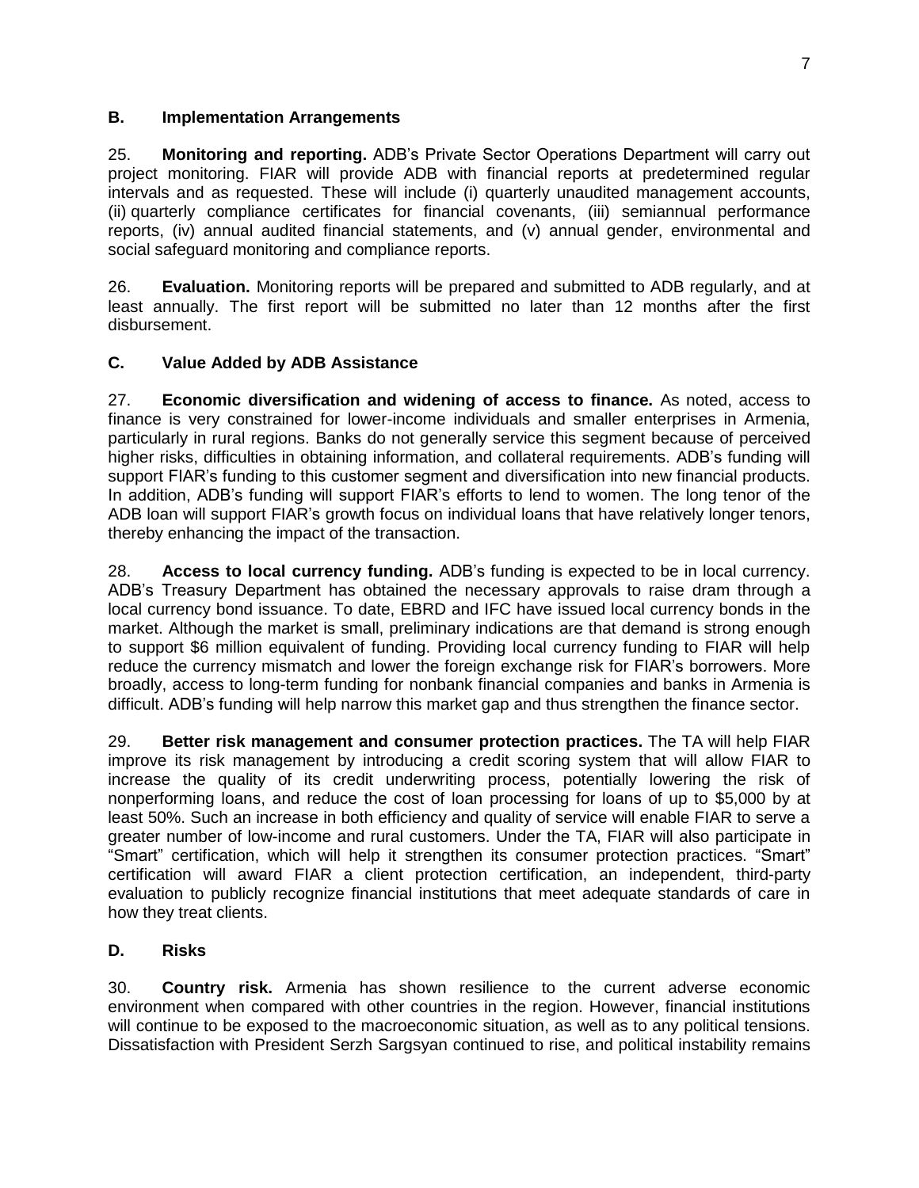## B. Implementation Arrangements

25. **Monitoring and reporting.** ADB's Private Sector Operations Department will carry out project monitoring. FIAR will provide ADB with financial reports at predetermined regular intervals and as requested. These will include (i) quarterly unaudited management accounts, (ii) quarterly compliance certificates for financial covenants, (iii) semiannual performance reports, (iv) annual audited financial statements, and (v) annual gender, environmental and social safeguard monitoring and compliance reports.

26. **Evaluation.** Monitoring reports will be prepared and submitted to ADB regularly, and at least annually. The first report will be submitted no later than 12 months after the first disbursement.

## C. Value Added by ADB Assistance

27. **Economic diversification and widening of access to finance.** As noted, access to finance is very constrained for lower-income individuals and smaller enterprises in Armenia, particularly in rural regions. Banks do not generally service this segment because of perceived higher risks, difficulties in obtaining information, and collateral requirements. ADB's funding will support FIAR's funding to this customer segment and diversification into new financial products. In addition, ADB's funding will support FIAR's efforts to lend to women. The long tenor of the ADB loan will support FIAR's growth focus on individual loans that have relatively longer tenors, thereby enhancing the impact of the transaction.

28. **Access to local currency funding.** ADB's funding is expected to be in local currency. ADB's Treasury Department has obtained the necessary approvals to raise dram through a local currency bond issuance. To date, EBRD and IFC have issued local currency bonds in the market. Although the market is small, preliminary indications are that demand is strong enough to support $6 million equivalent of funding. Providing local currency funding to FIAR will help reduce the currency mismatch and lower the foreign exchange risk for FIAR's borrowers. More broadly, access to long-term funding for nonbank financial companies and banks in Armenia is difficult. ADB's funding will help narrow this market gap and thus strengthen the finance sector.

29. **Better risk management and consumer protection practices.** The TA will help FIAR improve its risk management by introducing a credit scoring system that will allow FIAR to increase the quality of its credit underwriting process, potentially lowering the risk of nonperforming loans, and reduce the cost of loan processing for loans of up to $5,000 by at least 50%. Such an increase in both efficiency and quality of service will enable FIAR to serve a greater number of low-income and rural customers. Under the TA, FIAR will also participate in "Smart" certification, which will help it strengthen its consumer protection practices. "Smart" certification will award FIAR a client protection certification, an independent, third-party evaluation to publicly recognize financial institutions that meet adequate standards of care in how they treat clients.

## D. Risks

30. **Country risk.** Armenia has shown resilience to the current adverse economic environment when compared with other countries in the region. However, financial institutions will continue to be exposed to the macroeconomic situation, as well as to any political tensions. Dissatisfaction with President Serzh Sargsyan continued to rise, and political instability remains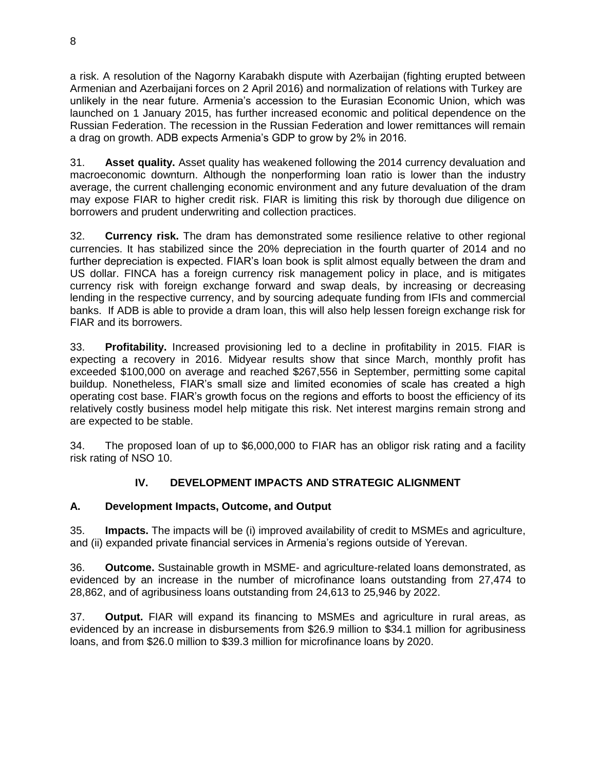a risk. A resolution of the Nagorny Karabakh dispute with Azerbaijan (fighting erupted between Armenian and Azerbaijani forces on 2 April 2016) and normalization of relations with Turkey are unlikely in the near future. Armenia's accession to the Eurasian Economic Union, which was launched on 1 January 2015, has further increased economic and political dependence on the Russian Federation. The recession in the Russian Federation and lower remittances will remain a drag on growth. ADB expects Armenia's GDP to grow by 2% in 2016.

31. **Asset quality.** Asset quality has weakened following the 2014 currency devaluation and macroeconomic downturn. Although the nonperforming loan ratio is lower than the industry average, the current challenging economic environment and any future devaluation of the dram may expose FIAR to higher credit risk. FIAR is limiting this risk by thorough due diligence on borrowers and prudent underwriting and collection practices.

32. **Currency risk.** The dram has demonstrated some resilience relative to other regional currencies. It has stabilized since the 20% depreciation in the fourth quarter of 2014 and no further depreciation is expected. FIAR's loan book is split almost equally between the dram and US dollar. FINCA has a foreign currency risk management policy in place, and is mitigates currency risk with foreign exchange forward and swap deals, by increasing or decreasing lending in the respective currency, and by sourcing adequate funding from IFIs and commercial banks. If ADB is able to provide a dram loan, this will also help lessen foreign exchange risk for FIAR and its borrowers.

33. **Profitability.** Increased provisioning led to a decline in profitability in 2015. FIAR is expecting a recovery in 2016. Midyear results show that since March, monthly profit has exceeded \$100,000 on average and reached \$267,556 in September, permitting some capital buildup. Nonetheless, FIAR's small size and limited economies of scale has created a high operating cost base. FIAR's growth focus on the regions and efforts to boost the efficiency of its relatively costly business model help mitigate this risk. Net interest margins remain strong and are expected to be stable.

34. The proposed loan of up to \$6,000,000 to FIAR has an obligor risk rating and a facility risk rating of NSO 10.

## IV. DEVELOPMENT IMPACTS AND STRATEGIC ALIGNMENT

### A. Development Impacts, Outcome, and Output

35. **Impacts.** The impacts will be (i) improved availability of credit to MSMEs and agriculture, and (ii) expanded private financial services in Armenia's regions outside of Yerevan.

36. **Outcome.** Sustainable growth in MSME- and agriculture-related loans demonstrated, as evidenced by an increase in the number of microfinance loans outstanding from 27,474 to 28,862, and of agribusiness loans outstanding from 24,613 to 25,946 by 2022.

37. **Output.** FIAR will expand its financing to MSMEs and agriculture in rural areas, as evidenced by an increase in disbursements from \$26.9 million to \$34.1 million for agribusiness loans, and from \$26.0 million to \$39.3 million for microfinance loans by 2020.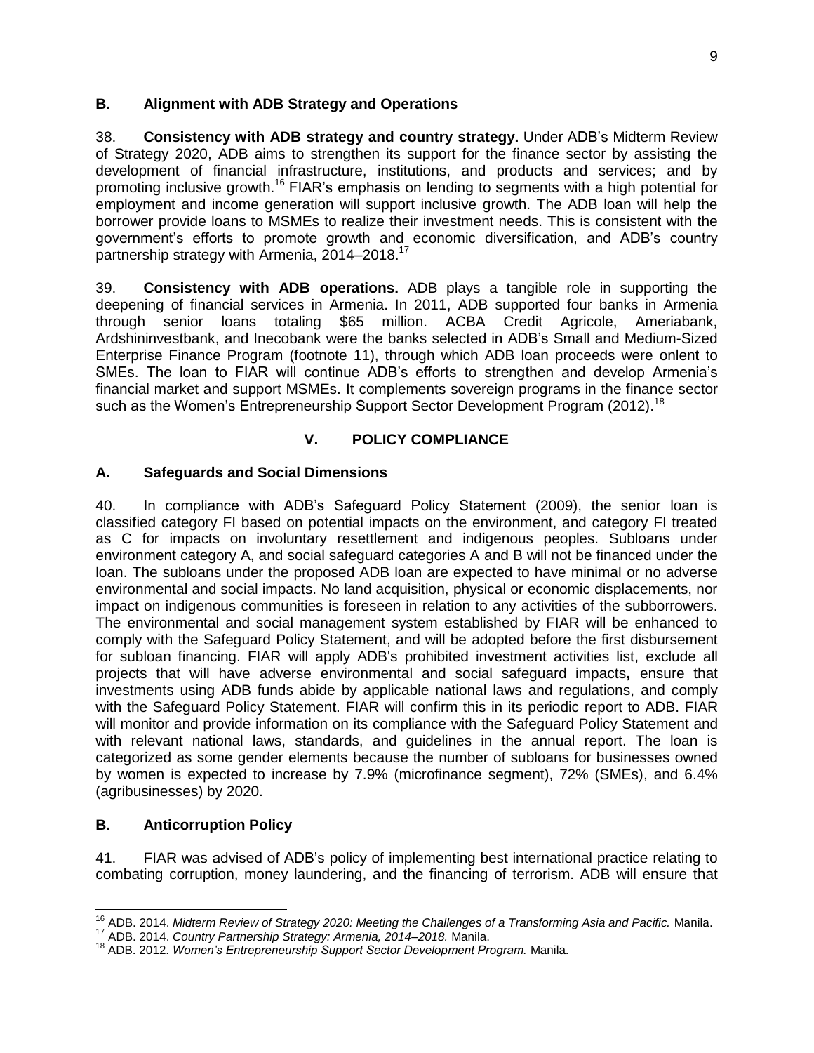## B. Alignment with ADB Strategy and Operations

38. **Consistency with ADB strategy and country strategy.** Under ADB's Midterm Review of Strategy 2020, ADB aims to strengthen its support for the finance sector by assisting the development of financial infrastructure, institutions, and products and services; and by promoting inclusive growth.[16] FIAR's emphasis on lending to segments with a high potential for employment and income generation will support inclusive growth. The ADB loan will help the borrower provide loans to MSMEs to realize their investment needs. This is consistent with the government's efforts to promote growth and economic diversification, and ADB's country partnership strategy with Armenia, 2014–2018.[17]

39. **Consistency with ADB operations.** ADB plays a tangible role in supporting the deepening of financial services in Armenia. In 2011, ADB supported four banks in Armenia through senior loans totaling $65 million. ACBA Credit Agricole, Ameriabank, Ardshininvestbank, and Inecobank were the banks selected in ADB's Small and Medium-Sized Enterprise Finance Program (footnote 11), through which ADB loan proceeds were onlent to SMEs. The loan to FIAR will continue ADB's efforts to strengthen and develop Armenia's financial market and support MSMEs. It complements sovereign programs in the finance sector such as the Women's Entrepreneurship Support Sector Development Program (2012).[18]

# V. POLICY COMPLIANCE

## A. Safeguards and Social Dimensions

40. In compliance with ADB's Safeguard Policy Statement (2009), the senior loan is classified category FI based on potential impacts on the environment, and category FI treated as C for impacts on involuntary resettlement and indigenous peoples. Subloans under environment category A, and social safeguard categories A and B will not be financed under the loan. The subloans under the proposed ADB loan are expected to have minimal or no adverse environmental and social impacts. No land acquisition, physical or economic displacements, nor impact on indigenous communities is foreseen in relation to any activities of the subborrowers. The environmental and social management system established by FIAR will be enhanced to comply with the Safeguard Policy Statement, and will be adopted before the first disbursement for subloan financing. FIAR will apply ADB's prohibited investment activities list, exclude all projects that will have adverse environmental and social safeguard impacts**,** ensure that investments using ADB funds abide by applicable national laws and regulations, and comply with the Safeguard Policy Statement. FIAR will confirm this in its periodic report to ADB. FIAR will monitor and provide information on its compliance with the Safeguard Policy Statement and with relevant national laws, standards, and guidelines in the annual report. The loan is categorized as some gender elements because the number of subloans for businesses owned by women is expected to increase by 7.9% (microfinance segment), 72% (SMEs), and 6.4% (agribusinesses) by 2020.

## B. Anticorruption Policy

41. FIAR was advised of ADB's policy of implementing best international practice relating to combating corruption, money laundering, and the financing of terrorism. ADB will ensure that

---

[16] ADB. 2014. *Midterm Review of Strategy 2020: Meeting the Challenges of a Transforming Asia and Pacific.* Manila.

[17] ADB. 2014. *Country Partnership Strategy: Armenia, 2014–2018.* Manila.

[18] ADB. 2012. *Women's Entrepreneurship Support Sector Development Program.* Manila.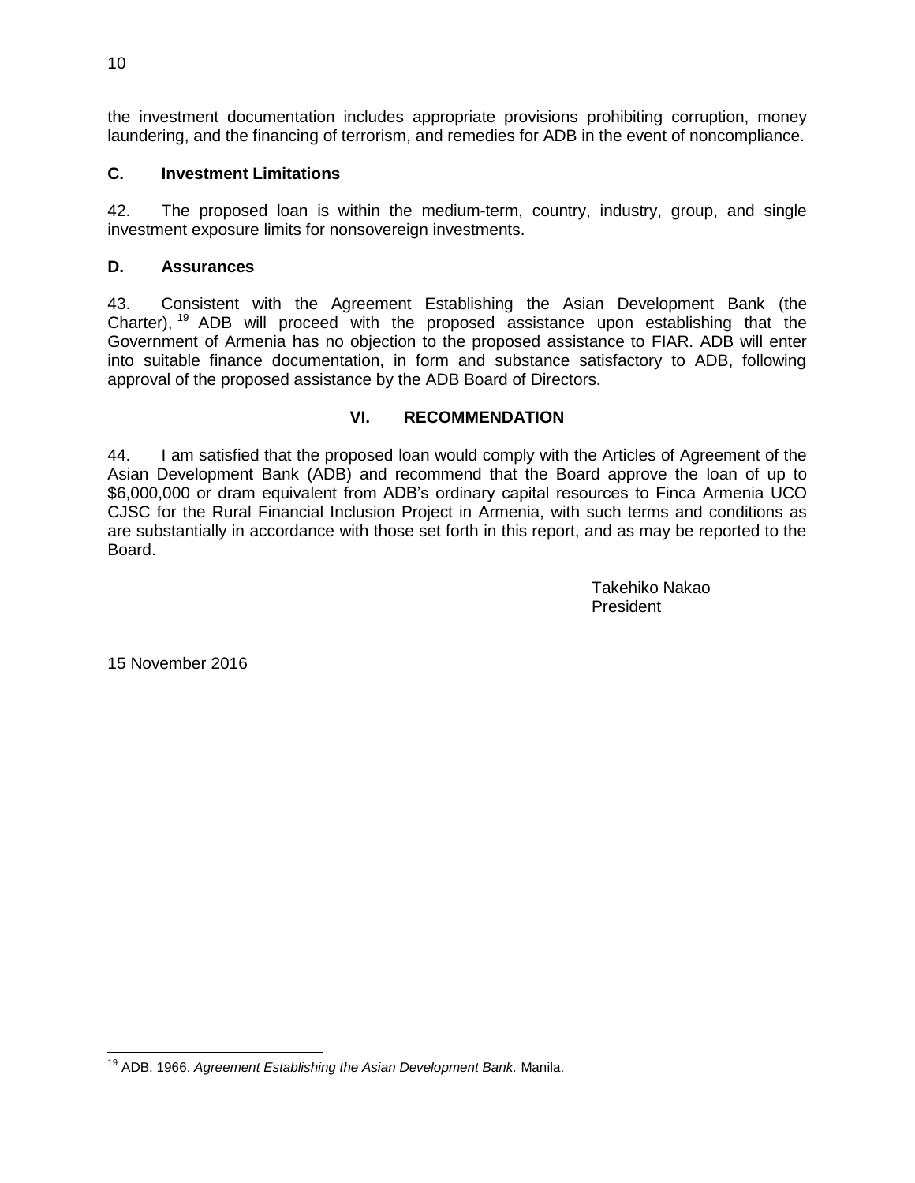the investment documentation includes appropriate provisions prohibiting corruption, money laundering, and the financing of terrorism, and remedies for ADB in the event of noncompliance.

### C. Investment Limitations

42. The proposed loan is within the medium-term, country, industry, group, and single investment exposure limits for nonsovereign investments.

### D. Assurances

43. Consistent with the Agreement Establishing the Asian Development Bank (the Charter),[19] ADB will proceed with the proposed assistance upon establishing that the Government of Armenia has no objection to the proposed assistance to FIAR. ADB will enter into suitable finance documentation, in form and substance satisfactory to ADB, following approval of the proposed assistance by the ADB Board of Directors.

## VI. RECOMMENDATION

44. I am satisfied that the proposed loan would comply with the Articles of Agreement of the Asian Development Bank (ADB) and recommend that the Board approve the loan of up to $6,000,000 or dram equivalent from ADB's ordinary capital resources to Finca Armenia UCO CJSC for the Rural Financial Inclusion Project in Armenia, with such terms and conditions as are substantially in accordance with those set forth in this report, and as may be reported to the Board.

Takehiko Nakao
President

15 November 2016

---

[19] ADB. 1966. *Agreement Establishing the Asian Development Bank.* Manila.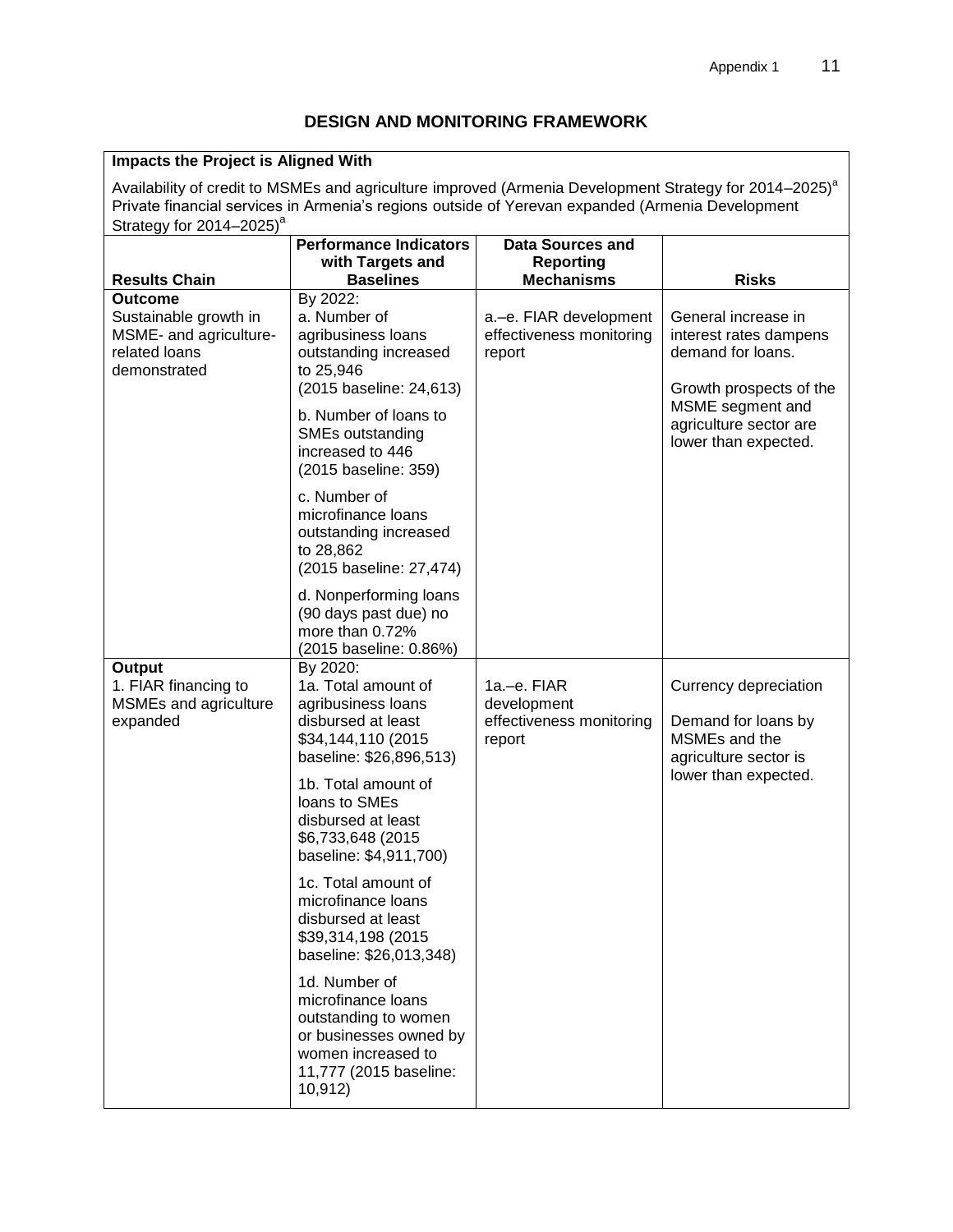## DESIGN AND MONITORING FRAMEWORK

**Impacts the Project is Aligned With**

Availability of credit to MSMEs and agriculture improved (Armenia Development Strategy for 2014–2025)[a]
Private financial services in Armenia's regions outside of Yerevan expanded (Armenia Development Strategy for 2014–2025)[a]

| Results Chain | Performance Indicators with Targets and Baselines | Data Sources and Reporting Mechanisms | Risks |
|---|---|---|---|
| **Outcome**<br>Sustainable growth in MSME- and agriculture-related loans demonstrated | By 2022:<br>a. Number of agribusiness loans outstanding increased to 25,946 (2015 baseline: 24,613)<br><br>b. Number of loans to SMEs outstanding increased to 446 (2015 baseline: 359)<br><br>c. Number of microfinance loans outstanding increased to 28,862 (2015 baseline: 27,474)<br><br>d. Nonperforming loans (90 days past due) no more than 0.72% (2015 baseline: 0.86%) | a.–e. FIAR development effectiveness monitoring report | General increase in interest rates dampens demand for loans.<br><br>Growth prospects of the MSME segment and agriculture sector are lower than expected. |
| **Output**<br>1. FIAR financing to MSMEs and agriculture expanded | By 2020:<br>1a. Total amount of agribusiness loans disbursed at least \$34,144,110 (2015 baseline: \$26,896,513)<br><br>1b. Total amount of loans to SMEs disbursed at least \$6,733,648 (2015 baseline: \$4,911,700)<br><br>1c. Total amount of microfinance loans disbursed at least \$39,314,198 (2015 baseline: \$26,013,348)<br><br>1d. Number of microfinance loans outstanding to women or businesses owned by women increased to 11,777 (2015 baseline: 10,912) | 1a.–e. FIAR development effectiveness monitoring report | Currency depreciation<br><br>Demand for loans by MSMEs and the agriculture sector is lower than expected. |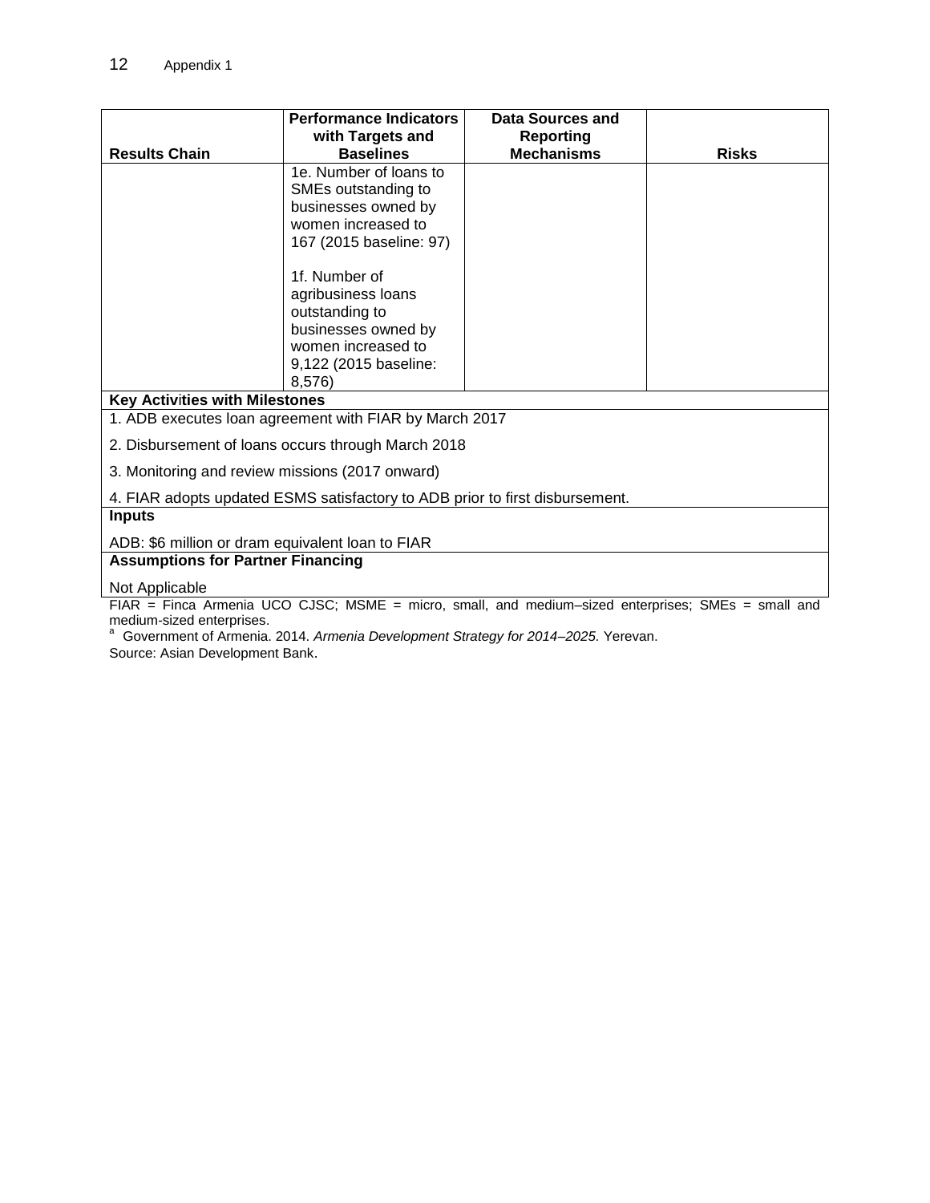| Results Chain | Performance Indicators with Targets and Baselines | Data Sources and Reporting Mechanisms | Risks |
|---|---|---|---|
| | 1e. Number of loans to SMEs outstanding to businesses owned by women increased to 167 (2015 baseline: 97)<br><br>1f. Number of agribusiness loans outstanding to businesses owned by women increased to 9,122 (2015 baseline: 8,576) | | |
| **Key Activities with Milestones** | | | |
| 1. ADB executes loan agreement with FIAR by March 2017 | | | |
| 2. Disbursement of loans occurs through March 2018 | | | |
| 3. Monitoring and review missions (2017 onward) | | | |
| 4. FIAR adopts updated ESMS satisfactory to ADB prior to first disbursement. | | | |
| **Inputs** | | | |
| ADB: $6 million or dram equivalent loan to FIAR | | | |
| **Assumptions for Partner Financing** | | | |
| Not Applicable | | | |

FIAR = Finca Armenia UCO CJSC; MSME = micro, small, and medium–sized enterprises; SMEs = small and medium-sized enterprises.

[a] Government of Armenia. 2014. *Armenia Development Strategy for 2014–2025.* Yerevan.

Source: Asian Development Bank.